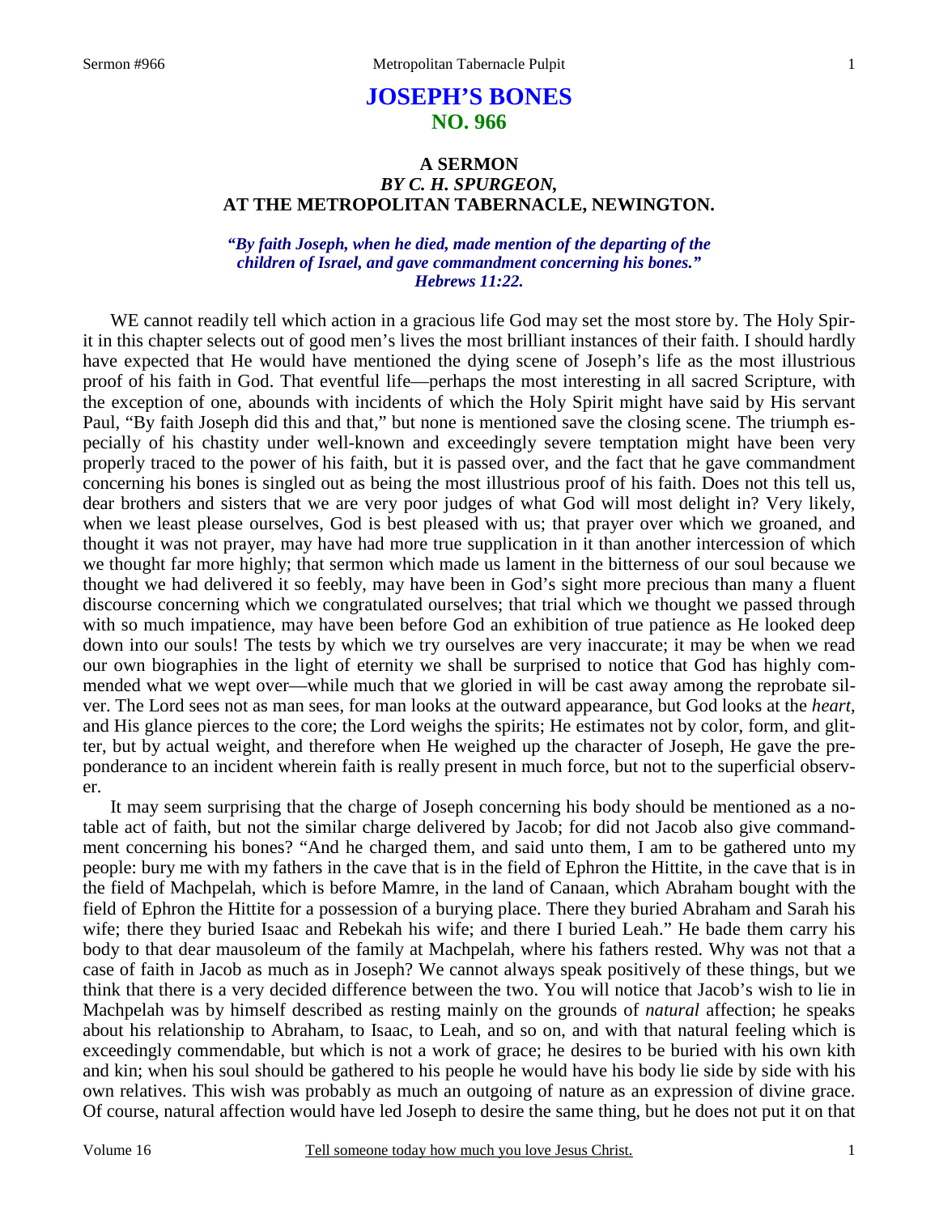# JOSEPH'S BONES
## NO. 966

### A SERMON
### *BY C. H. SPURGEON,*
### AT THE METROPOLITAN TABERNACLE, NEWINGTON.

***"By faith Joseph, when he died, made mention of the departing of the children of Israel, and gave commandment concerning his bones." Hebrews 11:22.***

WE cannot readily tell which action in a gracious life God may set the most store by. The Holy Spirit in this chapter selects out of good men's lives the most brilliant instances of their faith. I should hardly have expected that He would have mentioned the dying scene of Joseph's life as the most illustrious proof of his faith in God. That eventful life—perhaps the most interesting in all sacred Scripture, with the exception of one, abounds with incidents of which the Holy Spirit might have said by His servant Paul, "By faith Joseph did this and that," but none is mentioned save the closing scene. The triumph especially of his chastity under well-known and exceedingly severe temptation might have been very properly traced to the power of his faith, but it is passed over, and the fact that he gave commandment concerning his bones is singled out as being the most illustrious proof of his faith. Does not this tell us, dear brothers and sisters that we are very poor judges of what God will most delight in? Very likely, when we least please ourselves, God is best pleased with us; that prayer over which we groaned, and thought it was not prayer, may have had more true supplication in it than another intercession of which we thought far more highly; that sermon which made us lament in the bitterness of our soul because we thought we had delivered it so feebly, may have been in God's sight more precious than many a fluent discourse concerning which we congratulated ourselves; that trial which we thought we passed through with so much impatience, may have been before God an exhibition of true patience as He looked deep down into our souls! The tests by which we try ourselves are very inaccurate; it may be when we read our own biographies in the light of eternity we shall be surprised to notice that God has highly commended what we wept over—while much that we gloried in will be cast away among the reprobate silver. The Lord sees not as man sees, for man looks at the outward appearance, but God looks at the *heart*, and His glance pierces to the core; the Lord weighs the spirits; He estimates not by color, form, and glitter, but by actual weight, and therefore when He weighed up the character of Joseph, He gave the preponderance to an incident wherein faith is really present in much force, but not to the superficial observer.

It may seem surprising that the charge of Joseph concerning his body should be mentioned as a notable act of faith, but not the similar charge delivered by Jacob; for did not Jacob also give commandment concerning his bones? "And he charged them, and said unto them, I am to be gathered unto my people: bury me with my fathers in the cave that is in the field of Ephron the Hittite, in the cave that is in the field of Machpelah, which is before Mamre, in the land of Canaan, which Abraham bought with the field of Ephron the Hittite for a possession of a burying place. There they buried Abraham and Sarah his wife; there they buried Isaac and Rebekah his wife; and there I buried Leah." He bade them carry his body to that dear mausoleum of the family at Machpelah, where his fathers rested. Why was not that a case of faith in Jacob as much as in Joseph? We cannot always speak positively of these things, but we think that there is a very decided difference between the two. You will notice that Jacob's wish to lie in Machpelah was by himself described as resting mainly on the grounds of *natural* affection; he speaks about his relationship to Abraham, to Isaac, to Leah, and so on, and with that natural feeling which is exceedingly commendable, but which is not a work of grace; he desires to be buried with his own kith and kin; when his soul should be gathered to his people he would have his body lie side by side with his own relatives. This wish was probably as much an outgoing of nature as an expression of divine grace. Of course, natural affection would have led Joseph to desire the same thing, but he does not put it on that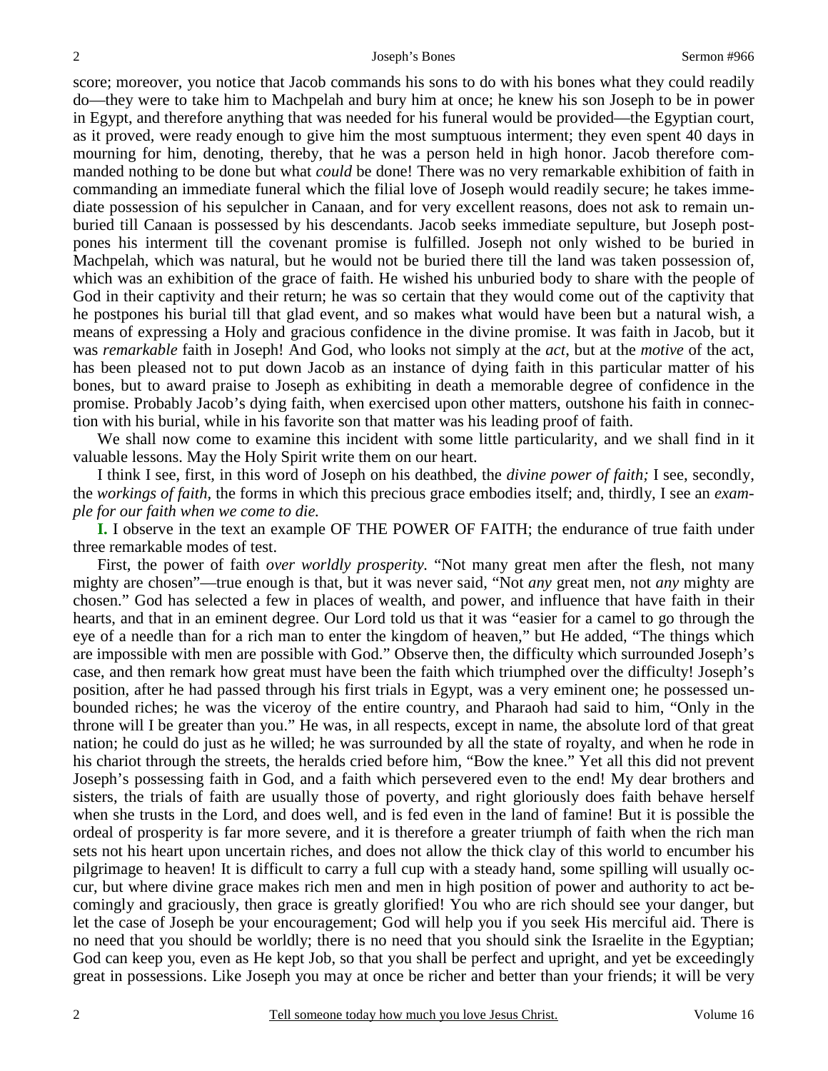score; moreover, you notice that Jacob commands his sons to do with his bones what they could readily do—they were to take him to Machpelah and bury him at once; he knew his son Joseph to be in power in Egypt, and therefore anything that was needed for his funeral would be provided—the Egyptian court, as it proved, were ready enough to give him the most sumptuous interment; they even spent 40 days in mourning for him, denoting, thereby, that he was a person held in high honor. Jacob therefore commanded nothing to be done but what *could* be done! There was no very remarkable exhibition of faith in commanding an immediate funeral which the filial love of Joseph would readily secure; he takes immediate possession of his sepulcher in Canaan, and for very excellent reasons, does not ask to remain unburied till Canaan is possessed by his descendants. Jacob seeks immediate sepulture, but Joseph postpones his interment till the covenant promise is fulfilled. Joseph not only wished to be buried in Machpelah, which was natural, but he would not be buried there till the land was taken possession of, which was an exhibition of the grace of faith. He wished his unburied body to share with the people of God in their captivity and their return; he was so certain that they would come out of the captivity that he postpones his burial till that glad event, and so makes what would have been but a natural wish, a means of expressing a Holy and gracious confidence in the divine promise. It was faith in Jacob, but it was *remarkable* faith in Joseph! And God, who looks not simply at the *act*, but at the *motive* of the act, has been pleased not to put down Jacob as an instance of dying faith in this particular matter of his bones, but to award praise to Joseph as exhibiting in death a memorable degree of confidence in the promise. Probably Jacob's dying faith, when exercised upon other matters, outshone his faith in connection with his burial, while in his favorite son that matter was his leading proof of faith.

We shall now come to examine this incident with some little particularity, and we shall find in it valuable lessons. May the Holy Spirit write them on our heart.

I think I see, first, in this word of Joseph on his deathbed, the *divine power of faith;* I see, secondly, the *workings of faith,* the forms in which this precious grace embodies itself; and, thirdly, I see an *example for our faith when we come to die.*

**I.** I observe in the text an example OF THE POWER OF FAITH; the endurance of true faith under three remarkable modes of test.

First, the power of faith *over worldly prosperity.* "Not many great men after the flesh, not many mighty are chosen"—true enough is that, but it was never said, "Not *any* great men, not *any* mighty are chosen." God has selected a few in places of wealth, and power, and influence that have faith in their hearts, and that in an eminent degree. Our Lord told us that it was "easier for a camel to go through the eye of a needle than for a rich man to enter the kingdom of heaven," but He added, "The things which are impossible with men are possible with God." Observe then, the difficulty which surrounded Joseph's case, and then remark how great must have been the faith which triumphed over the difficulty! Joseph's position, after he had passed through his first trials in Egypt, was a very eminent one; he possessed unbounded riches; he was the viceroy of the entire country, and Pharaoh had said to him, "Only in the throne will I be greater than you." He was, in all respects, except in name, the absolute lord of that great nation; he could do just as he willed; he was surrounded by all the state of royalty, and when he rode in his chariot through the streets, the heralds cried before him, "Bow the knee." Yet all this did not prevent Joseph's possessing faith in God, and a faith which persevered even to the end! My dear brothers and sisters, the trials of faith are usually those of poverty, and right gloriously does faith behave herself when she trusts in the Lord, and does well, and is fed even in the land of famine! But it is possible the ordeal of prosperity is far more severe, and it is therefore a greater triumph of faith when the rich man sets not his heart upon uncertain riches, and does not allow the thick clay of this world to encumber his pilgrimage to heaven! It is difficult to carry a full cup with a steady hand, some spilling will usually occur, but where divine grace makes rich men and men in high position of power and authority to act becomingly and graciously, then grace is greatly glorified! You who are rich should see your danger, but let the case of Joseph be your encouragement; God will help you if you seek His merciful aid. There is no need that you should be worldly; there is no need that you should sink the Israelite in the Egyptian; God can keep you, even as He kept Job, so that you shall be perfect and upright, and yet be exceedingly great in possessions. Like Joseph you may at once be richer and better than your friends; it will be very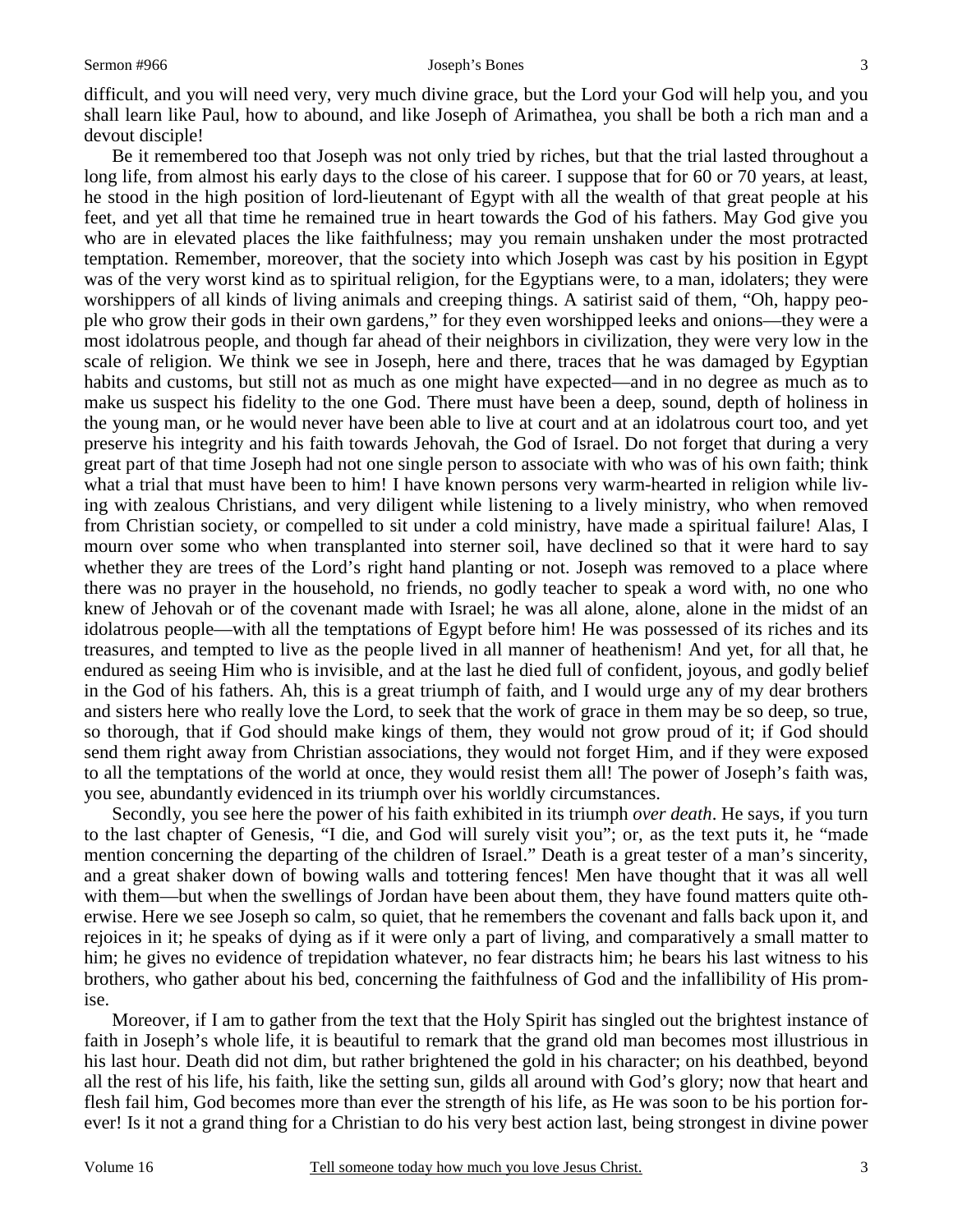difficult, and you will need very, very much divine grace, but the Lord your God will help you, and you shall learn like Paul, how to abound, and like Joseph of Arimathea, you shall be both a rich man and a devout disciple!

Be it remembered too that Joseph was not only tried by riches, but that the trial lasted throughout a long life, from almost his early days to the close of his career. I suppose that for 60 or 70 years, at least, he stood in the high position of lord-lieutenant of Egypt with all the wealth of that great people at his feet, and yet all that time he remained true in heart towards the God of his fathers. May God give you who are in elevated places the like faithfulness; may you remain unshaken under the most protracted temptation. Remember, moreover, that the society into which Joseph was cast by his position in Egypt was of the very worst kind as to spiritual religion, for the Egyptians were, to a man, idolaters; they were worshippers of all kinds of living animals and creeping things. A satirist said of them, "Oh, happy people who grow their gods in their own gardens," for they even worshipped leeks and onions—they were a most idolatrous people, and though far ahead of their neighbors in civilization, they were very low in the scale of religion. We think we see in Joseph, here and there, traces that he was damaged by Egyptian habits and customs, but still not as much as one might have expected—and in no degree as much as to make us suspect his fidelity to the one God. There must have been a deep, sound, depth of holiness in the young man, or he would never have been able to live at court and at an idolatrous court too, and yet preserve his integrity and his faith towards Jehovah, the God of Israel. Do not forget that during a very great part of that time Joseph had not one single person to associate with who was of his own faith; think what a trial that must have been to him! I have known persons very warm-hearted in religion while living with zealous Christians, and very diligent while listening to a lively ministry, who when removed from Christian society, or compelled to sit under a cold ministry, have made a spiritual failure! Alas, I mourn over some who when transplanted into sterner soil, have declined so that it were hard to say whether they are trees of the Lord's right hand planting or not. Joseph was removed to a place where there was no prayer in the household, no friends, no godly teacher to speak a word with, no one who knew of Jehovah or of the covenant made with Israel; he was all alone, alone, alone in the midst of an idolatrous people—with all the temptations of Egypt before him! He was possessed of its riches and its treasures, and tempted to live as the people lived in all manner of heathenism! And yet, for all that, he endured as seeing Him who is invisible, and at the last he died full of confident, joyous, and godly belief in the God of his fathers. Ah, this is a great triumph of faith, and I would urge any of my dear brothers and sisters here who really love the Lord, to seek that the work of grace in them may be so deep, so true, so thorough, that if God should make kings of them, they would not grow proud of it; if God should send them right away from Christian associations, they would not forget Him, and if they were exposed to all the temptations of the world at once, they would resist them all! The power of Joseph's faith was, you see, abundantly evidenced in its triumph over his worldly circumstances.

Secondly, you see here the power of his faith exhibited in its triumph *over death*. He says, if you turn to the last chapter of Genesis, "I die, and God will surely visit you"; or, as the text puts it, he "made mention concerning the departing of the children of Israel." Death is a great tester of a man's sincerity, and a great shaker down of bowing walls and tottering fences! Men have thought that it was all well with them—but when the swellings of Jordan have been about them, they have found matters quite otherwise. Here we see Joseph so calm, so quiet, that he remembers the covenant and falls back upon it, and rejoices in it; he speaks of dying as if it were only a part of living, and comparatively a small matter to him; he gives no evidence of trepidation whatever, no fear distracts him; he bears his last witness to his brothers, who gather about his bed, concerning the faithfulness of God and the infallibility of His promise.

Moreover, if I am to gather from the text that the Holy Spirit has singled out the brightest instance of faith in Joseph's whole life, it is beautiful to remark that the grand old man becomes most illustrious in his last hour. Death did not dim, but rather brightened the gold in his character; on his deathbed, beyond all the rest of his life, his faith, like the setting sun, gilds all around with God's glory; now that heart and flesh fail him, God becomes more than ever the strength of his life, as He was soon to be his portion forever! Is it not a grand thing for a Christian to do his very best action last, being strongest in divine power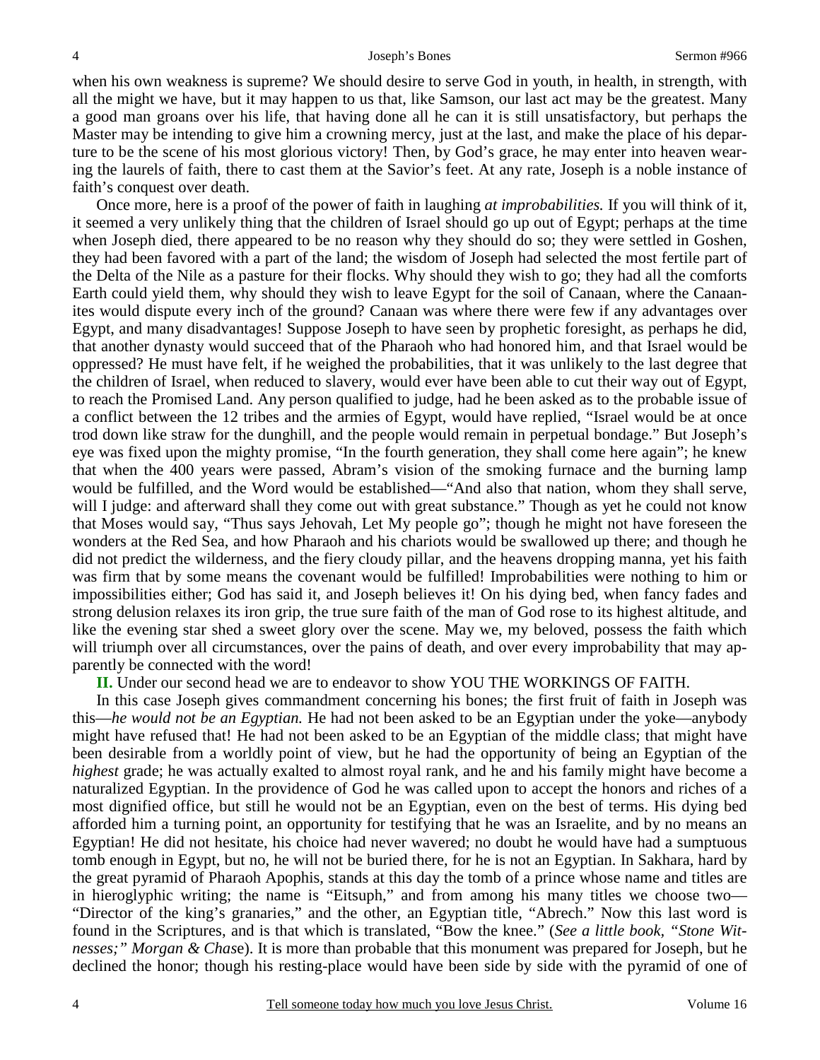when his own weakness is supreme? We should desire to serve God in youth, in health, in strength, with all the might we have, but it may happen to us that, like Samson, our last act may be the greatest. Many a good man groans over his life, that having done all he can it is still unsatisfactory, but perhaps the Master may be intending to give him a crowning mercy, just at the last, and make the place of his departure to be the scene of his most glorious victory! Then, by God's grace, he may enter into heaven wearing the laurels of faith, there to cast them at the Savior's feet. At any rate, Joseph is a noble instance of faith's conquest over death.

Once more, here is a proof of the power of faith in laughing *at improbabilities.* If you will think of it, it seemed a very unlikely thing that the children of Israel should go up out of Egypt; perhaps at the time when Joseph died, there appeared to be no reason why they should do so; they were settled in Goshen, they had been favored with a part of the land; the wisdom of Joseph had selected the most fertile part of the Delta of the Nile as a pasture for their flocks. Why should they wish to go; they had all the comforts Earth could yield them, why should they wish to leave Egypt for the soil of Canaan, where the Canaanites would dispute every inch of the ground? Canaan was where there were few if any advantages over Egypt, and many disadvantages! Suppose Joseph to have seen by prophetic foresight, as perhaps he did, that another dynasty would succeed that of the Pharaoh who had honored him, and that Israel would be oppressed? He must have felt, if he weighed the probabilities, that it was unlikely to the last degree that the children of Israel, when reduced to slavery, would ever have been able to cut their way out of Egypt, to reach the Promised Land. Any person qualified to judge, had he been asked as to the probable issue of a conflict between the 12 tribes and the armies of Egypt, would have replied, "Israel would be at once trod down like straw for the dunghill, and the people would remain in perpetual bondage." But Joseph's eye was fixed upon the mighty promise, "In the fourth generation, they shall come here again"; he knew that when the 400 years were passed, Abram's vision of the smoking furnace and the burning lamp would be fulfilled, and the Word would be established—"And also that nation, whom they shall serve, will I judge: and afterward shall they come out with great substance." Though as yet he could not know that Moses would say, "Thus says Jehovah, Let My people go"; though he might not have foreseen the wonders at the Red Sea, and how Pharaoh and his chariots would be swallowed up there; and though he did not predict the wilderness, and the fiery cloudy pillar, and the heavens dropping manna, yet his faith was firm that by some means the covenant would be fulfilled! Improbabilities were nothing to him or impossibilities either; God has said it, and Joseph believes it! On his dying bed, when fancy fades and strong delusion relaxes its iron grip, the true sure faith of the man of God rose to its highest altitude, and like the evening star shed a sweet glory over the scene. May we, my beloved, possess the faith which will triumph over all circumstances, over the pains of death, and over every improbability that may apparently be connected with the word!

**II.** Under our second head we are to endeavor to show YOU THE WORKINGS OF FAITH.

In this case Joseph gives commandment concerning his bones; the first fruit of faith in Joseph was this—*he would not be an Egyptian.* He had not been asked to be an Egyptian under the yoke—anybody might have refused that! He had not been asked to be an Egyptian of the middle class; that might have been desirable from a worldly point of view, but he had the opportunity of being an Egyptian of the *highest* grade; he was actually exalted to almost royal rank, and he and his family might have become a naturalized Egyptian. In the providence of God he was called upon to accept the honors and riches of a most dignified office, but still he would not be an Egyptian, even on the best of terms. His dying bed afforded him a turning point, an opportunity for testifying that he was an Israelite, and by no means an Egyptian! He did not hesitate, his choice had never wavered; no doubt he would have had a sumptuous tomb enough in Egypt, but no, he will not be buried there, for he is not an Egyptian. In Sakhara, hard by the great pyramid of Pharaoh Apophis, stands at this day the tomb of a prince whose name and titles are in hieroglyphic writing; the name is "Eitsuph," and from among his many titles we choose two—"Director of the king's granaries," and the other, an Egyptian title, "Abrech." Now this last word is found in the Scriptures, and is that which is translated, "Bow the knee." (*See a little book, "Stone Witnesses;" Morgan & Chase*). It is more than probable that this monument was prepared for Joseph, but he declined the honor; though his resting-place would have been side by side with the pyramid of one of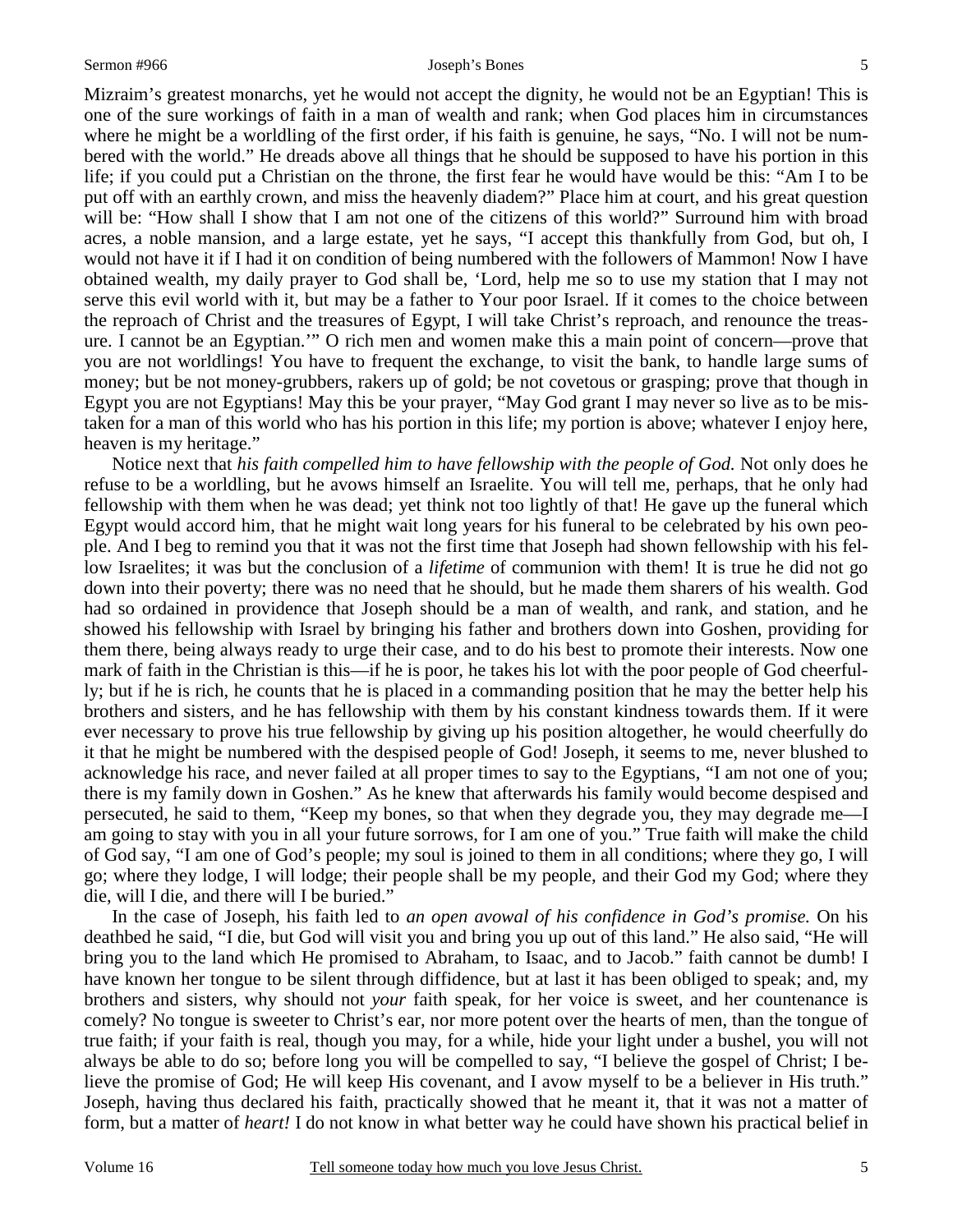Mizraim's greatest monarchs, yet he would not accept the dignity, he would not be an Egyptian! This is one of the sure workings of faith in a man of wealth and rank; when God places him in circumstances where he might be a worldling of the first order, if his faith is genuine, he says, "No. I will not be numbered with the world." He dreads above all things that he should be supposed to have his portion in this life; if you could put a Christian on the throne, the first fear he would have would be this: "Am I to be put off with an earthly crown, and miss the heavenly diadem?" Place him at court, and his great question will be: "How shall I show that I am not one of the citizens of this world?" Surround him with broad acres, a noble mansion, and a large estate, yet he says, "I accept this thankfully from God, but oh, I would not have it if I had it on condition of being numbered with the followers of Mammon! Now I have obtained wealth, my daily prayer to God shall be, 'Lord, help me so to use my station that I may not serve this evil world with it, but may be a father to Your poor Israel. If it comes to the choice between the reproach of Christ and the treasures of Egypt, I will take Christ's reproach, and renounce the treasure. I cannot be an Egyptian.'" O rich men and women make this a main point of concern—prove that you are not worldlings! You have to frequent the exchange, to visit the bank, to handle large sums of money; but be not money-grubbers, rakers up of gold; be not covetous or grasping; prove that though in Egypt you are not Egyptians! May this be your prayer, "May God grant I may never so live as to be mistaken for a man of this world who has his portion in this life; my portion is above; whatever I enjoy here, heaven is my heritage."

Notice next that *his faith compelled him to have fellowship with the people of God.* Not only does he refuse to be a worldling, but he avows himself an Israelite. You will tell me, perhaps, that he only had fellowship with them when he was dead; yet think not too lightly of that! He gave up the funeral which Egypt would accord him, that he might wait long years for his funeral to be celebrated by his own people. And I beg to remind you that it was not the first time that Joseph had shown fellowship with his fellow Israelites; it was but the conclusion of a *lifetime* of communion with them! It is true he did not go down into their poverty; there was no need that he should, but he made them sharers of his wealth. God had so ordained in providence that Joseph should be a man of wealth, and rank, and station, and he showed his fellowship with Israel by bringing his father and brothers down into Goshen, providing for them there, being always ready to urge their case, and to do his best to promote their interests. Now one mark of faith in the Christian is this—if he is poor, he takes his lot with the poor people of God cheerfully; but if he is rich, he counts that he is placed in a commanding position that he may the better help his brothers and sisters, and he has fellowship with them by his constant kindness towards them. If it were ever necessary to prove his true fellowship by giving up his position altogether, he would cheerfully do it that he might be numbered with the despised people of God! Joseph, it seems to me, never blushed to acknowledge his race, and never failed at all proper times to say to the Egyptians, "I am not one of you; there is my family down in Goshen." As he knew that afterwards his family would become despised and persecuted, he said to them, "Keep my bones, so that when they degrade you, they may degrade me—I am going to stay with you in all your future sorrows, for I am one of you." True faith will make the child of God say, "I am one of God's people; my soul is joined to them in all conditions; where they go, I will go; where they lodge, I will lodge; their people shall be my people, and their God my God; where they die, will I die, and there will I be buried."

In the case of Joseph, his faith led to *an open avowal of his confidence in God's promise.* On his deathbed he said, "I die, but God will visit you and bring you up out of this land." He also said, "He will bring you to the land which He promised to Abraham, to Isaac, and to Jacob." faith cannot be dumb! I have known her tongue to be silent through diffidence, but at last it has been obliged to speak; and, my brothers and sisters, why should not *your* faith speak, for her voice is sweet, and her countenance is comely? No tongue is sweeter to Christ's ear, nor more potent over the hearts of men, than the tongue of true faith; if your faith is real, though you may, for a while, hide your light under a bushel, you will not always be able to do so; before long you will be compelled to say, "I believe the gospel of Christ; I believe the promise of God; He will keep His covenant, and I avow myself to be a believer in His truth." Joseph, having thus declared his faith, practically showed that he meant it, that it was not a matter of form, but a matter of *heart!* I do not know in what better way he could have shown his practical belief in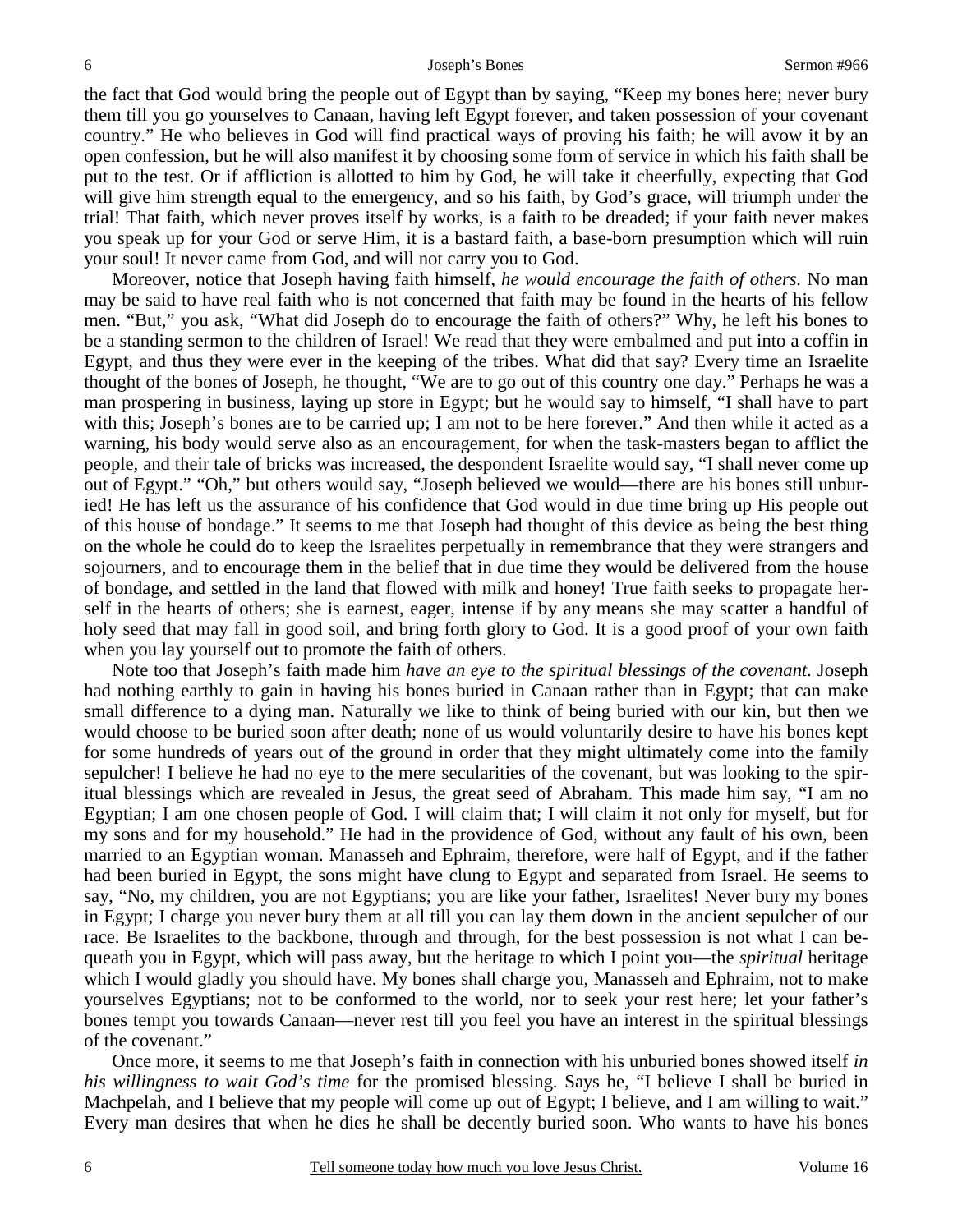the fact that God would bring the people out of Egypt than by saying, "Keep my bones here; never bury them till you go yourselves to Canaan, having left Egypt forever, and taken possession of your covenant country." He who believes in God will find practical ways of proving his faith; he will avow it by an open confession, but he will also manifest it by choosing some form of service in which his faith shall be put to the test. Or if affliction is allotted to him by God, he will take it cheerfully, expecting that God will give him strength equal to the emergency, and so his faith, by God's grace, will triumph under the trial! That faith, which never proves itself by works, is a faith to be dreaded; if your faith never makes you speak up for your God or serve Him, it is a bastard faith, a base-born presumption which will ruin your soul! It never came from God, and will not carry you to God.

Moreover, notice that Joseph having faith himself, *he would encourage the faith of others.* No man may be said to have real faith who is not concerned that faith may be found in the hearts of his fellow men. "But," you ask, "What did Joseph do to encourage the faith of others?" Why, he left his bones to be a standing sermon to the children of Israel! We read that they were embalmed and put into a coffin in Egypt, and thus they were ever in the keeping of the tribes. What did that say? Every time an Israelite thought of the bones of Joseph, he thought, "We are to go out of this country one day." Perhaps he was a man prospering in business, laying up store in Egypt; but he would say to himself, "I shall have to part with this; Joseph's bones are to be carried up; I am not to be here forever." And then while it acted as a warning, his body would serve also as an encouragement, for when the task-masters began to afflict the people, and their tale of bricks was increased, the despondent Israelite would say, "I shall never come up out of Egypt." "Oh," but others would say, "Joseph believed we would—there are his bones still unburied! He has left us the assurance of his confidence that God would in due time bring up His people out of this house of bondage." It seems to me that Joseph had thought of this device as being the best thing on the whole he could do to keep the Israelites perpetually in remembrance that they were strangers and sojourners, and to encourage them in the belief that in due time they would be delivered from the house of bondage, and settled in the land that flowed with milk and honey! True faith seeks to propagate herself in the hearts of others; she is earnest, eager, intense if by any means she may scatter a handful of holy seed that may fall in good soil, and bring forth glory to God. It is a good proof of your own faith when you lay yourself out to promote the faith of others.

Note too that Joseph's faith made him *have an eye to the spiritual blessings of the covenant.* Joseph had nothing earthly to gain in having his bones buried in Canaan rather than in Egypt; that can make small difference to a dying man. Naturally we like to think of being buried with our kin, but then we would choose to be buried soon after death; none of us would voluntarily desire to have his bones kept for some hundreds of years out of the ground in order that they might ultimately come into the family sepulcher! I believe he had no eye to the mere secularities of the covenant, but was looking to the spiritual blessings which are revealed in Jesus, the great seed of Abraham. This made him say, "I am no Egyptian; I am one chosen people of God. I will claim that; I will claim it not only for myself, but for my sons and for my household." He had in the providence of God, without any fault of his own, been married to an Egyptian woman. Manasseh and Ephraim, therefore, were half of Egypt, and if the father had been buried in Egypt, the sons might have clung to Egypt and separated from Israel. He seems to say, "No, my children, you are not Egyptians; you are like your father, Israelites! Never bury my bones in Egypt; I charge you never bury them at all till you can lay them down in the ancient sepulcher of our race. Be Israelites to the backbone, through and through, for the best possession is not what I can bequeath you in Egypt, which will pass away, but the heritage to which I point you—the *spiritual* heritage which I would gladly you should have. My bones shall charge you, Manasseh and Ephraim, not to make yourselves Egyptians; not to be conformed to the world, nor to seek your rest here; let your father's bones tempt you towards Canaan—never rest till you feel you have an interest in the spiritual blessings of the covenant."

Once more, it seems to me that Joseph's faith in connection with his unburied bones showed itself *in his willingness to wait God's time* for the promised blessing. Says he, "I believe I shall be buried in Machpelah, and I believe that my people will come up out of Egypt; I believe, and I am willing to wait." Every man desires that when he dies he shall be decently buried soon. Who wants to have his bones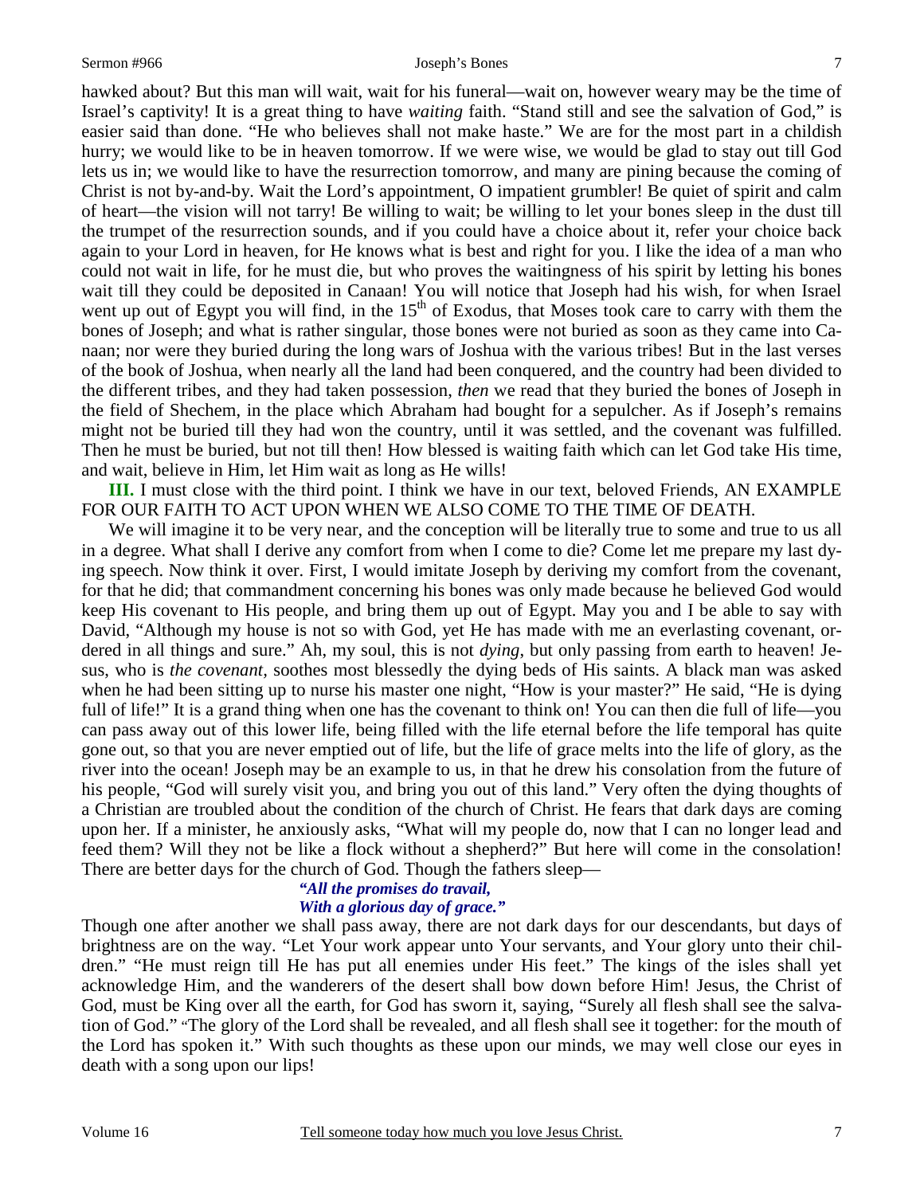hawked about? But this man will wait, wait for his funeral—wait on, however weary may be the time of Israel's captivity! It is a great thing to have *waiting* faith. "Stand still and see the salvation of God," is easier said than done. "He who believes shall not make haste." We are for the most part in a childish hurry; we would like to be in heaven tomorrow. If we were wise, we would be glad to stay out till God lets us in; we would like to have the resurrection tomorrow, and many are pining because the coming of Christ is not by-and-by. Wait the Lord's appointment, O impatient grumbler! Be quiet of spirit and calm of heart—the vision will not tarry! Be willing to wait; be willing to let your bones sleep in the dust till the trumpet of the resurrection sounds, and if you could have a choice about it, refer your choice back again to your Lord in heaven, for He knows what is best and right for you. I like the idea of a man who could not wait in life, for he must die, but who proves the waitingness of his spirit by letting his bones wait till they could be deposited in Canaan! You will notice that Joseph had his wish, for when Israel went up out of Egypt you will find, in the 15th of Exodus, that Moses took care to carry with them the bones of Joseph; and what is rather singular, those bones were not buried as soon as they came into Canaan; nor were they buried during the long wars of Joshua with the various tribes! But in the last verses of the book of Joshua, when nearly all the land had been conquered, and the country had been divided to the different tribes, and they had taken possession, *then* we read that they buried the bones of Joseph in the field of Shechem, in the place which Abraham had bought for a sepulcher. As if Joseph's remains might not be buried till they had won the country, until it was settled, and the covenant was fulfilled. Then he must be buried, but not till then! How blessed is waiting faith which can let God take His time, and wait, believe in Him, let Him wait as long as He wills!

**III.** I must close with the third point. I think we have in our text, beloved Friends, AN EXAMPLE FOR OUR FAITH TO ACT UPON WHEN WE ALSO COME TO THE TIME OF DEATH.

We will imagine it to be very near, and the conception will be literally true to some and true to us all in a degree. What shall I derive any comfort from when I come to die? Come let me prepare my last dying speech. Now think it over. First, I would imitate Joseph by deriving my comfort from the covenant, for that he did; that commandment concerning his bones was only made because he believed God would keep His covenant to His people, and bring them up out of Egypt. May you and I be able to say with David, "Although my house is not so with God, yet He has made with me an everlasting covenant, ordered in all things and sure." Ah, my soul, this is not *dying*, but only passing from earth to heaven! Jesus, who is *the covenant*, soothes most blessedly the dying beds of His saints. A black man was asked when he had been sitting up to nurse his master one night, "How is your master?" He said, "He is dying full of life!" It is a grand thing when one has the covenant to think on! You can then die full of life—you can pass away out of this lower life, being filled with the life eternal before the life temporal has quite gone out, so that you are never emptied out of life, but the life of grace melts into the life of glory, as the river into the ocean! Joseph may be an example to us, in that he drew his consolation from the future of his people, "God will surely visit you, and bring you out of this land." Very often the dying thoughts of a Christian are troubled about the condition of the church of Christ. He fears that dark days are coming upon her. If a minister, he anxiously asks, "What will my people do, now that I can no longer lead and feed them? Will they not be like a flock without a shepherd?" But here will come in the consolation! There are better days for the church of God. Though the fathers sleep—

> ***"All the promises do travail,***
> ***With a glorious day of grace."***

Though one after another we shall pass away, there are not dark days for our descendants, but days of brightness are on the way. "Let Your work appear unto Your servants, and Your glory unto their children." "He must reign till He has put all enemies under His feet." The kings of the isles shall yet acknowledge Him, and the wanderers of the desert shall bow down before Him! Jesus, the Christ of God, must be King over all the earth, for God has sworn it, saying, "Surely all flesh shall see the salvation of God." "The glory of the Lord shall be revealed, and all flesh shall see it together: for the mouth of the Lord has spoken it." With such thoughts as these upon our minds, we may well close our eyes in death with a song upon our lips!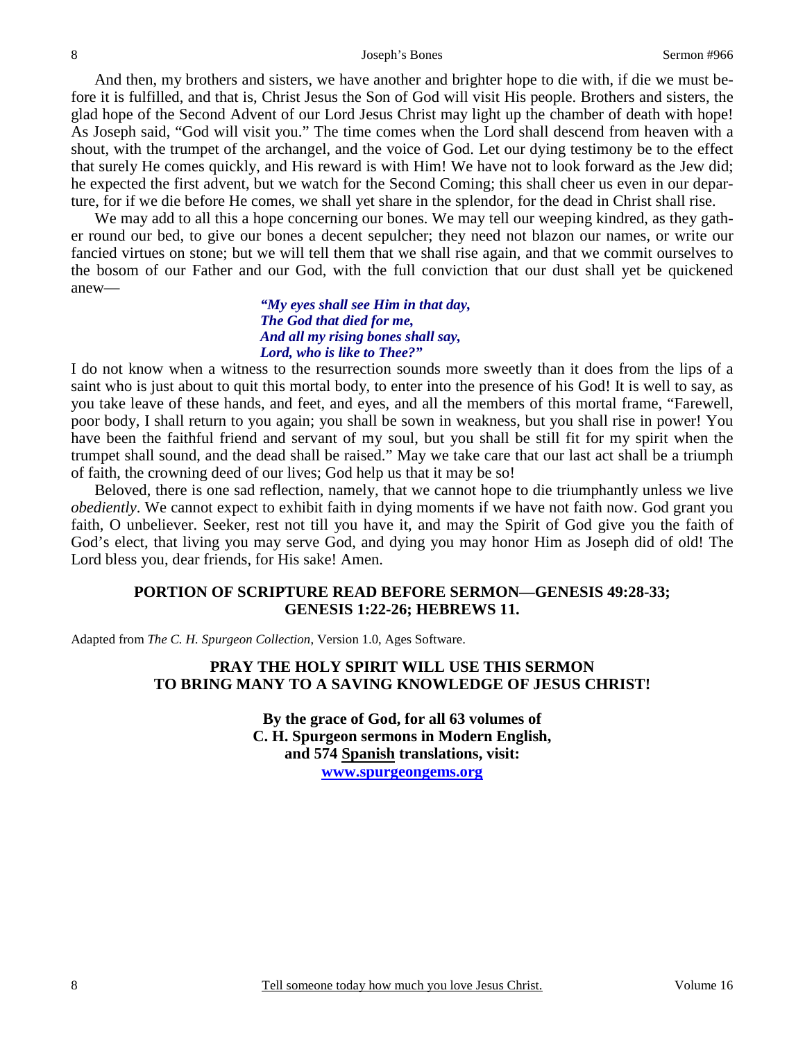And then, my brothers and sisters, we have another and brighter hope to die with, if die we must before it is fulfilled, and that is, Christ Jesus the Son of God will visit His people. Brothers and sisters, the glad hope of the Second Advent of our Lord Jesus Christ may light up the chamber of death with hope! As Joseph said, "God will visit you." The time comes when the Lord shall descend from heaven with a shout, with the trumpet of the archangel, and the voice of God. Let our dying testimony be to the effect that surely He comes quickly, and His reward is with Him! We have not to look forward as the Jew did; he expected the first advent, but we watch for the Second Coming; this shall cheer us even in our departure, for if we die before He comes, we shall yet share in the splendor, for the dead in Christ shall rise.

We may add to all this a hope concerning our bones. We may tell our weeping kindred, as they gather round our bed, to give our bones a decent sepulcher; they need not blazon our names, or write our fancied virtues on stone; but we will tell them that we shall rise again, and that we commit ourselves to the bosom of our Father and our God, with the full conviction that our dust shall yet be quickened anew—

> ***"My eyes shall see Him in that day,***
> ***The God that died for me,***
> ***And all my rising bones shall say,***
> ***Lord, who is like to Thee?"***

I do not know when a witness to the resurrection sounds more sweetly than it does from the lips of a saint who is just about to quit this mortal body, to enter into the presence of his God! It is well to say, as you take leave of these hands, and feet, and eyes, and all the members of this mortal frame, "Farewell, poor body, I shall return to you again; you shall be sown in weakness, but you shall rise in power! You have been the faithful friend and servant of my soul, but you shall be still fit for my spirit when the trumpet shall sound, and the dead shall be raised." May we take care that our last act shall be a triumph of faith, the crowning deed of our lives; God help us that it may be so!

Beloved, there is one sad reflection, namely, that we cannot hope to die triumphantly unless we live *obediently*. We cannot expect to exhibit faith in dying moments if we have not faith now. God grant you faith, O unbeliever. Seeker, rest not till you have it, and may the Spirit of God give you the faith of God's elect, that living you may serve God, and dying you may honor Him as Joseph did of old! The Lord bless you, dear friends, for His sake! Amen.

**PORTION OF SCRIPTURE READ BEFORE SERMON—GENESIS 49:28-33; GENESIS 1:22-26; HEBREWS 11.**

Adapted from *The C. H. Spurgeon Collection*, Version 1.0, Ages Software.

**PRAY THE HOLY SPIRIT WILL USE THIS SERMON TO BRING MANY TO A SAVING KNOWLEDGE OF JESUS CHRIST!**

**By the grace of God, for all 63 volumes of C. H. Spurgeon sermons in Modern English, and 574 Spanish translations, visit: www.spurgeongems.org**